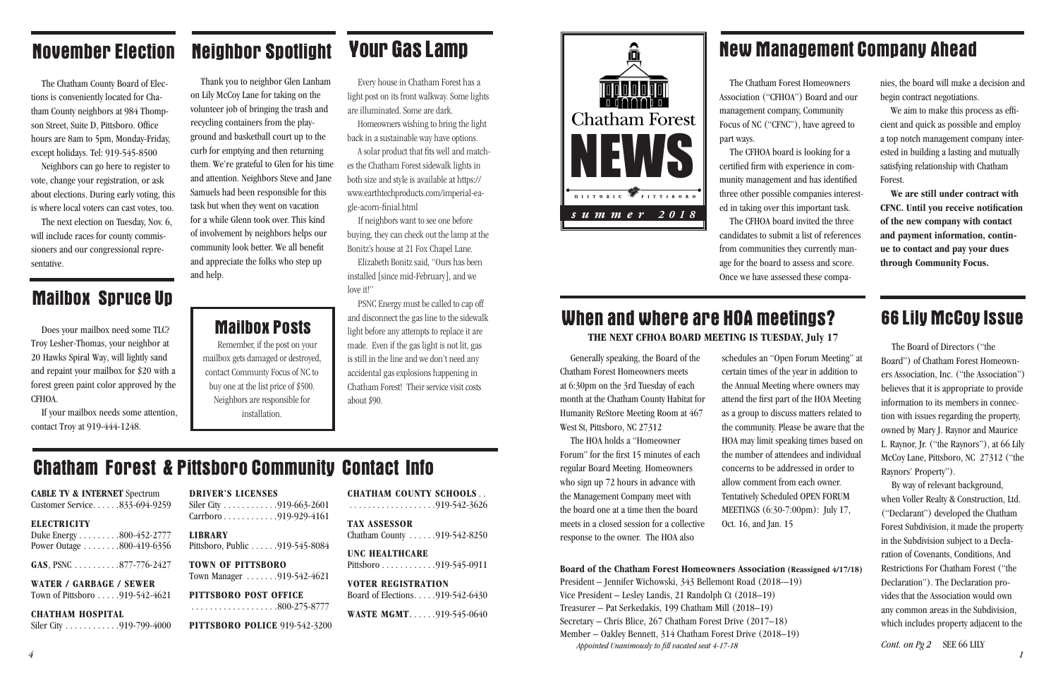# Chatham Forest NEWS

HISTORIC PITTSBORO

*summer 2018*

## New Management Company Ahead

The Chatham Forest Homeowners Association ("CFHOA") Board and our management company, Community Focus of NC ("CFNC"), have agreed to part ways.

The CFHOA board is looking for a certified firm with experience in community management and has identified three other possible companies interested in taking over this important task.

The CFHOA board invited the three candidates to submit a list of references from communities they currently manage for the board to assess and score. Once we have assessed these companies, the board will make a decision and begin contract negotiations.

We aim to make this process as efficient and quick as possible and employ a top notch management company interested in building a lasting and mutually satisfying relationship with Chatham Forest.

**We are still under contract with CFNC. Until you receive notification of the new company with contact and payment information, continue to contact and pay your dues through Community Focus.**

## When and where are HOA meetings?

**THE NEXT CFHOA BOARD MEETING IS TUESDAY, July 17**

Generally speaking, the Board of the Chatham Forest Homeowners meets at 6:30pm on the 3rd Tuesday of each month at the Chatham County Habitat for Humanity ReStore Meeting Room at 467 West St, Pittsboro, NC 27312

The HOA holds a "Homeowner Forum" for the first 15 minutes of each regular Board Meeting. Homeowners who sign up 72 hours in advance with the Management Company meet with the board one at a time then the board meets in a closed session for a collective response to the owner. The HOA also schedules an "Open Forum Meeting" at certain times of the year in addition to the Annual Meeting where owners may attend the first part of the HOA Meeting as a group to discuss matters related to the community. Please be aware that the HOA may limit speaking times based on the number of attendees and individual concerns to be addressed in order to allow comment from each owner. Tentatively Scheduled OPEN FORUM MEETINGS (6:30-7:00pm): July 17, Oct. 16, and Jan. 15

**Board of the Chatham Forest Homeowners Association (Reassigned 4/17/18)**

President – Jennifer Wichowski, 343 Bellemont Road (2018–-19)
Vice President – Lesley Landis, 21 Randolph Ct (2018–19)
Treasurer – Pat Serkedakis, 199 Chatham Mill (2018–19)
Secretary – Chris Blice, 267 Chatham Forest Drive (2017–18)
Member – Oakley Bennett, 314 Chatham Forest Drive (2018–19)
*Appointed Unanimously to fill vacated seat 4-17-18*

## 66 Lily McCoy Issue

The Board of Directors ("the Board") of Chatham Forest Homeowners Association, Inc. ("the Association") believes that it is appropriate to provide information to its members in connection with issues regarding the property, owned by Mary J. Raynor and Maurice L. Raynor, Jr. ("the Raynors"), at 66 Lily McCoy Lane, Pittsboro, NC 27312 ("the Raynors' Property").

By way of relevant background, when Voller Realty & Construction, Ltd. ("Declarant") developed the Chatham Forest Subdivision, it made the property in the Subdivision subject to a Declaration of Covenants, Conditions, And Restrictions For Chatham Forest ("the Declaration"). The Declaration provides that the Association would own any common areas in the Subdivision, which includes property adjacent to the

*Cont. on Pg 2* SEE 66 LILY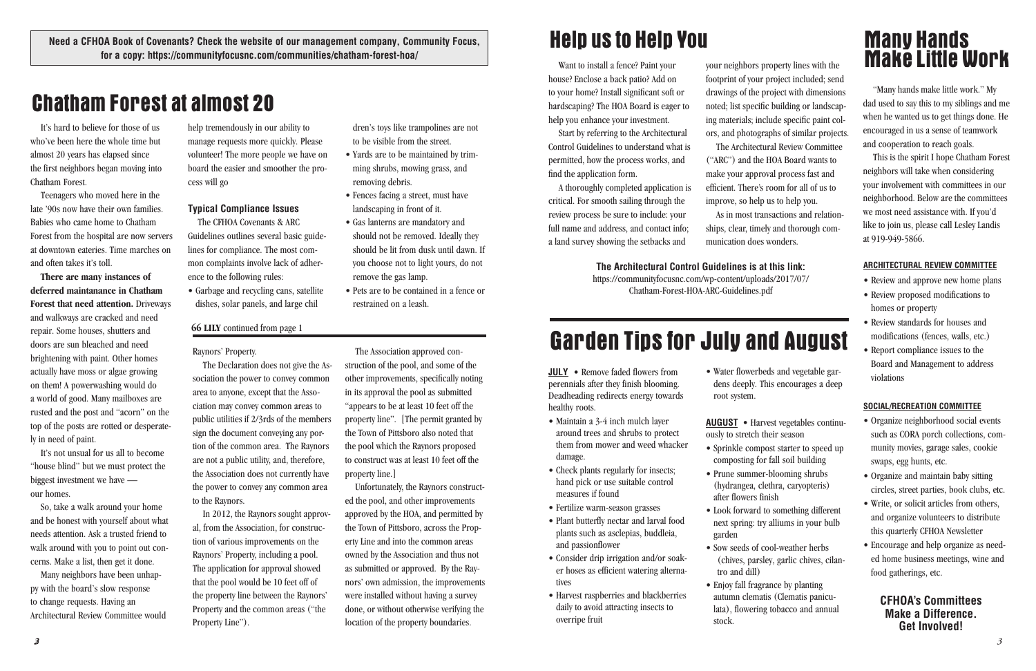**Need a CFHOA Book of Covenants? Check the website of our management company, Community Focus, for a copy: https://communityfocusnc.com/communities/chatham-forest-hoa/**

# Chatham Forest at almost 20

It's hard to believe for those of us who've been here the whole time but almost 20 years has elapsed since the first neighbors began moving into Chatham Forest.

Teenagers who moved here in the late '90s now have their own families. Babies who came home to Chatham Forest from the hospital are now servers at downtown eateries. Time marches on and often takes it's toll.

**There are many instances of deferred maintanance in Chatham Forest that need attention.** Driveways and walkways are cracked and need repair. Some houses, shutters and doors are sun bleached and need brightening with paint. Other homes actually have moss or algae growing on them! A powerwashing would do a world of good. Many mailboxes are rusted and the post and "acorn" on the top of the posts are rotted or desperately in need of paint.

It's not unusual for us all to become "house blind" but we must protect the biggest investment we have — our homes.

So, take a walk around your home and be honest with yourself about what needs attention. Ask a trusted friend to walk around with you to point out concerns. Make a list, then get it done.

Many neighbors have been unhappy with the board's slow response to change requests. Having an Architectural Review Committee would help tremendously in our ability to manage requests more quickly. Please volunteer! The more people we have on board the easier and smoother the process will go

### Typical Compliance Issues

The CFHOA Covenants & ARC Guidelines outlines several basic guidelines for compliance. The most common complaints involve lack of adherence to the following rules:

- Garbage and recycling cans, satellite dishes, solar panels, and large children's toys like trampolines are not to be visible from the street.
- Yards are to be maintained by trimming shrubs, mowing grass, and removing debris.
- Fences facing a street, must have landscaping in front of it.
- Gas lanterns are mandatory and should not be removed. Ideally they should be lit from dusk until dawn. If you choose not to light yours, do not remove the gas lamp.
- Pets are to be contained in a fence or restrained on a leash.

**66 LILY** continued from page 1

Raynors' Property.

The Declaration does not give the Association the power to convey common area to anyone, except that the Association may convey common areas to public utilities if 2/3rds of the members sign the document conveying any portion of the common area. The Raynors are not a public utility, and, therefore, the Association does not currently have the power to convey any common area to the Raynors.

In 2012, the Raynors sought approval, from the Association, for construction of various improvements on the Raynors' Property, including a pool. The application for approval showed that the pool would be 10 feet off of the property line between the Raynors' Property and the common areas ("the Property Line").

The Association approved construction of the pool, and some of the other improvements, specifically noting in its approval the pool as submitted "appears to be at least 10 feet off the property line". [The permit granted by the Town of Pittsboro also noted that the pool which the Raynors proposed to construct was at least 10 feet off the property line.]

Unfortunately, the Raynors constructed the pool, and other improvements approved by the HOA, and permitted by the Town of Pittsboro, across the Property Line and into the common areas owned by the Association and thus not as submitted or approved. By the Raynors' own admission, the improvements were installed without having a survey done, or without otherwise verifying the location of the property boundaries.

# Help us to Help You

Want to install a fence? Paint your house? Enclose a back patio? Add on to your home? Install significant soft or hardscaping? The HOA Board is eager to help you enhance your investment.

Start by referring to the Architectural Control Guidelines to understand what is permitted, how the process works, and find the application form.

A thoroughly completed application is critical. For smooth sailing through the review process be sure to include: your full name and address, and contact info; a land survey showing the setbacks and your neighbors property lines with the footprint of your project included; send drawings of the project with dimensions noted; list specific building or landscaping materials; include specific paint colors, and photographs of similar projects.

The Architectural Review Committee ("ARC") and the HOA Board wants to make your approval process fast and efficient. There's room for all of us to improve, so help us to help you.

As in most transactions and relationships, clear, timely and thorough communication does wonders.

**The Architectural Control Guidelines is at this link:**
https://communityfocusnc.com/wp-content/uploads/2017/07/Chatham-Forest-HOA-ARC-Guidelines.pdf

# Garden Tips for July and August

**JULY** • Remove faded flowers from perennials after they finish blooming. Deadheading redirects energy towards healthy roots.

- Maintain a 3-4 inch mulch layer around trees and shrubs to protect them from mower and weed whacker damage.
- Check plants regularly for insects; hand pick or use suitable control measures if found
- Fertilize warm-season grasses
- Plant butterfly nectar and larval food plants such as asclepias, buddleia, and passionflower
- Consider drip irrigation and/or soaker hoses as efficient watering alternatives
- Harvest raspberries and blackberries daily to avoid attracting insects to overripe fruit
- Water flowerbeds and vegetable gardens deeply. This encourages a deep root system.

**AUGUST** • Harvest vegetables continuously to stretch their season

- Sprinkle compost starter to speed up composting for fall soil building
- Prune summer-blooming shrubs (hydrangea, clethra, caryopteris) after flowers finish
- Look forward to something different next spring: try alliums in your bulb garden
- Sow seeds of cool-weather herbs (chives, parsley, garlic chives, cilantro and dill)
- Enjoy fall fragrance by planting autumn clematis (Clematis paniculata), flowering tobacco and annual stock.

# Many Hands Make Little Work

"Many hands make little work." My dad used to say this to my siblings and me when he wanted us to get things done. He encouraged in us a sense of teamwork and cooperation to reach goals.

This is the spirit I hope Chatham Forest neighbors will take when considering your involvement with committees in our neighborhood. Below are the committees we most need assistance with. If you'd like to join us, please call Lesley Landis at 919-949-5866.

### ARCHITECTURAL REVIEW COMMITTEE

- Review and approve new home plans
- Review proposed modifications to homes or property
- Review standards for houses and modifications (fences, walls, etc.)
- Report compliance issues to the Board and Management to address violations

### SOCIAL/RECREATION COMMITTEE

- Organize neighborhood social events such as CORA porch collections, community movies, garage sales, cookie swaps, egg hunts, etc.
- Organize and maintain baby sitting circles, street parties, book clubs, etc.
- Write, or solicit articles from others, and organize volunteers to distribute this quarterly CFHOA Newsletter
- Encourage and help organize as needed home business meetings, wine and food gatherings, etc.

**CFHOA's Committees Make a Difference. Get Involved!**